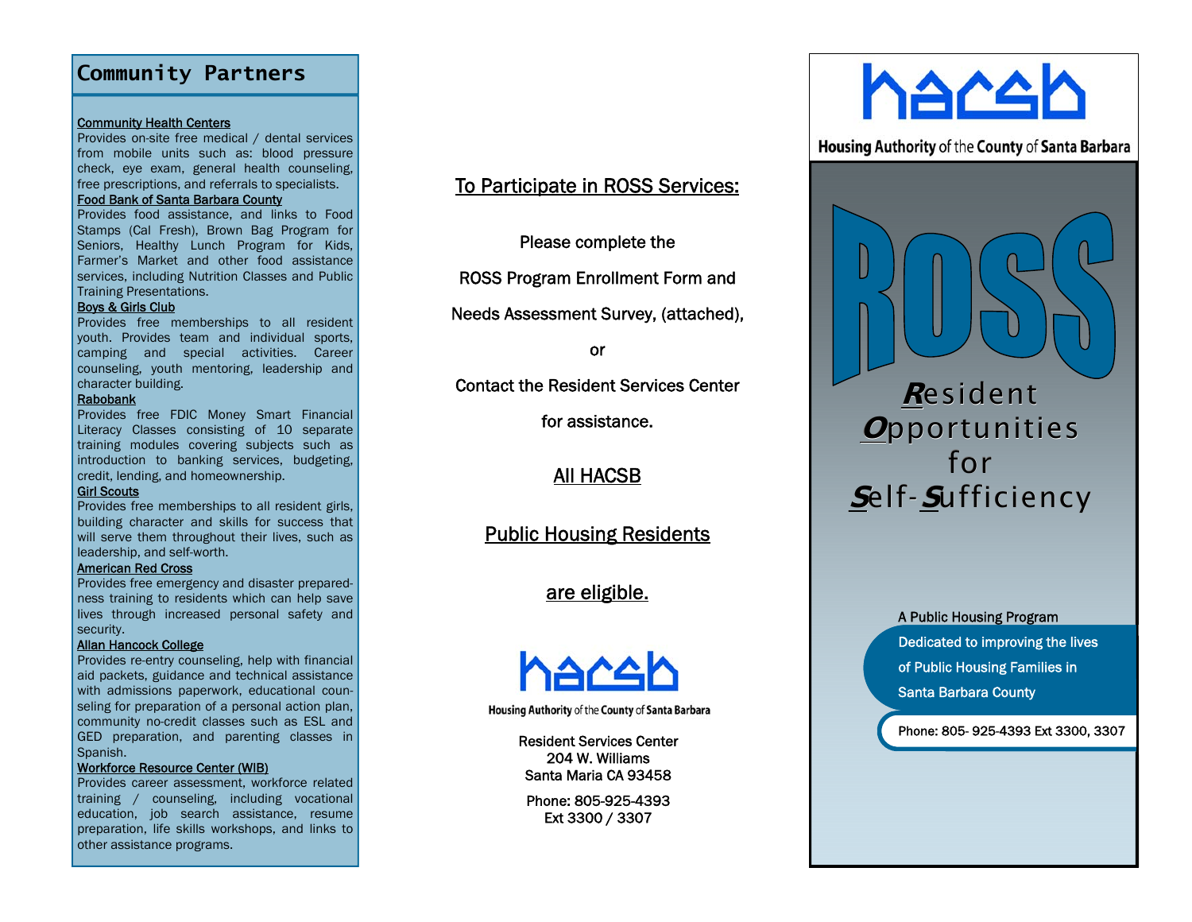## Community Partners

**Community Health Centers**
Provides on-site free medical / dental services from mobile units such as: blood pressure check, eye exam, general health counseling, free prescriptions, and referrals to specialists.

**Food Bank of Santa Barbara County**
Provides food assistance, and links to Food Stamps (Cal Fresh), Brown Bag Program for Seniors, Healthy Lunch Program for Kids, Farmer's Market and other food assistance services, including Nutrition Classes and Public Training Presentations.

**Boys & Girls Club**
Provides free memberships to all resident youth. Provides team and individual sports, camping and special activities. Career counseling, youth mentoring, leadership and character building.

**Rabobank**
Provides free FDIC Money Smart Financial Literacy Classes consisting of 10 separate training modules covering subjects such as introduction to banking services, budgeting, credit, lending, and homeownership.

**Girl Scouts**
Provides free memberships to all resident girls, building character and skills for success that will serve them throughout their lives, such as leadership, and self-worth.

**American Red Cross**
Provides free emergency and disaster preparedness training to residents which can help save lives through increased personal safety and security.

**Allan Hancock College**
Provides re-entry counseling, help with financial aid packets, guidance and technical assistance with admissions paperwork, educational counseling for preparation of a personal action plan, community no-credit classes such as ESL and GED preparation, and parenting classes in Spanish.

**Workforce Resource Center (WIB)**
Provides career assessment, workforce related training / counseling, including vocational education, job search assistance, resume preparation, life skills workshops, and links to other assistance programs.

## To Participate in ROSS Services:

Please complete the

ROSS Program Enrollment Form and

Needs Assessment Survey, (attached),

or

Contact the Resident Services Center

for assistance.

**All HACSB**

**Public Housing Residents**

**are eligible.**

hacsb
Housing Authority of the County of Santa Barbara

Resident Services Center
204 W. Williams
Santa Maria CA 93458

Phone: 805-925-4393
Ext 3300 / 3307

hacsb
Housing Authority of the County of Santa Barbara

# ROSS

## ***R***esident ***O***pportunities for ***S***elf-***S***ufficiency

A Public Housing Program

Dedicated to improving the lives of Public Housing Families in Santa Barbara County

Phone: 805- 925-4393 Ext 3300, 3307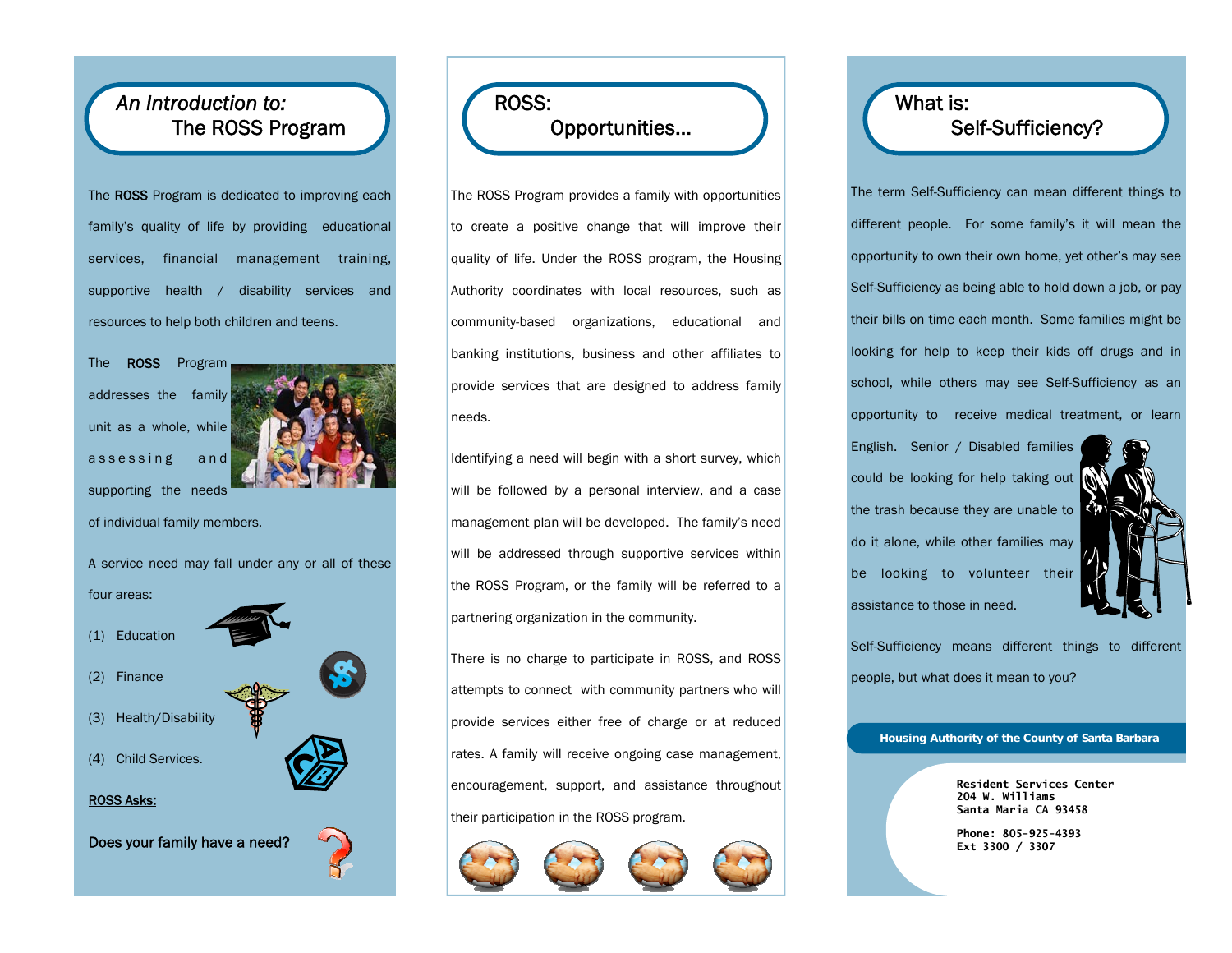## *An Introduction to:* The ROSS Program

The **ROSS** Program is dedicated to improving each family's quality of life by providing educational services, financial management training, supportive health / disability services and resources to help both children and teens.

The **ROSS** Program addresses the family unit as a whole, while assessing and supporting the needs of individual family members.

A service need may fall under any or all of these four areas:

(1) Education

(2) Finance

(3) Health/Disability

(4) Child Services.

<u>ROSS Asks:</u>

**Does your family have a need?**

## ROSS: Opportunities...

The ROSS Program provides a family with opportunities to create a positive change that will improve their quality of life. Under the ROSS program, the Housing Authority coordinates with local resources, such as community-based organizations, educational and banking institutions, business and other affiliates to provide services that are designed to address family needs.

Identifying a need will begin with a short survey, which will be followed by a personal interview, and a case management plan will be developed. The family's need will be addressed through supportive services within the ROSS Program, or the family will be referred to a partnering organization in the community.

There is no charge to participate in ROSS, and ROSS attempts to connect with community partners who will provide services either free of charge or at reduced rates. A family will receive ongoing case management, encouragement, support, and assistance throughout their participation in the ROSS program.

## What is: Self-Sufficiency?

The term Self-Sufficiency can mean different things to different people. For some family's it will mean the opportunity to own their own home, yet other's may see Self-Sufficiency as being able to hold down a job, or pay their bills on time each month. Some families might be looking for help to keep their kids off drugs and in school, while others may see Self-Sufficiency as an opportunity to receive medical treatment, or learn English. Senior / Disabled families could be looking for help taking out the trash because they are unable to do it alone, while other families may be looking to volunteer their assistance to those in need.

Self-Sufficiency means different things to different people, but what does it mean to you?

**Housing Authority of the County of Santa Barbara**

**Resident Services Center**
**204 W. Williams**
**Santa Maria CA 93458**

**Phone: 805-925-4393**
**Ext 3300 / 3307**